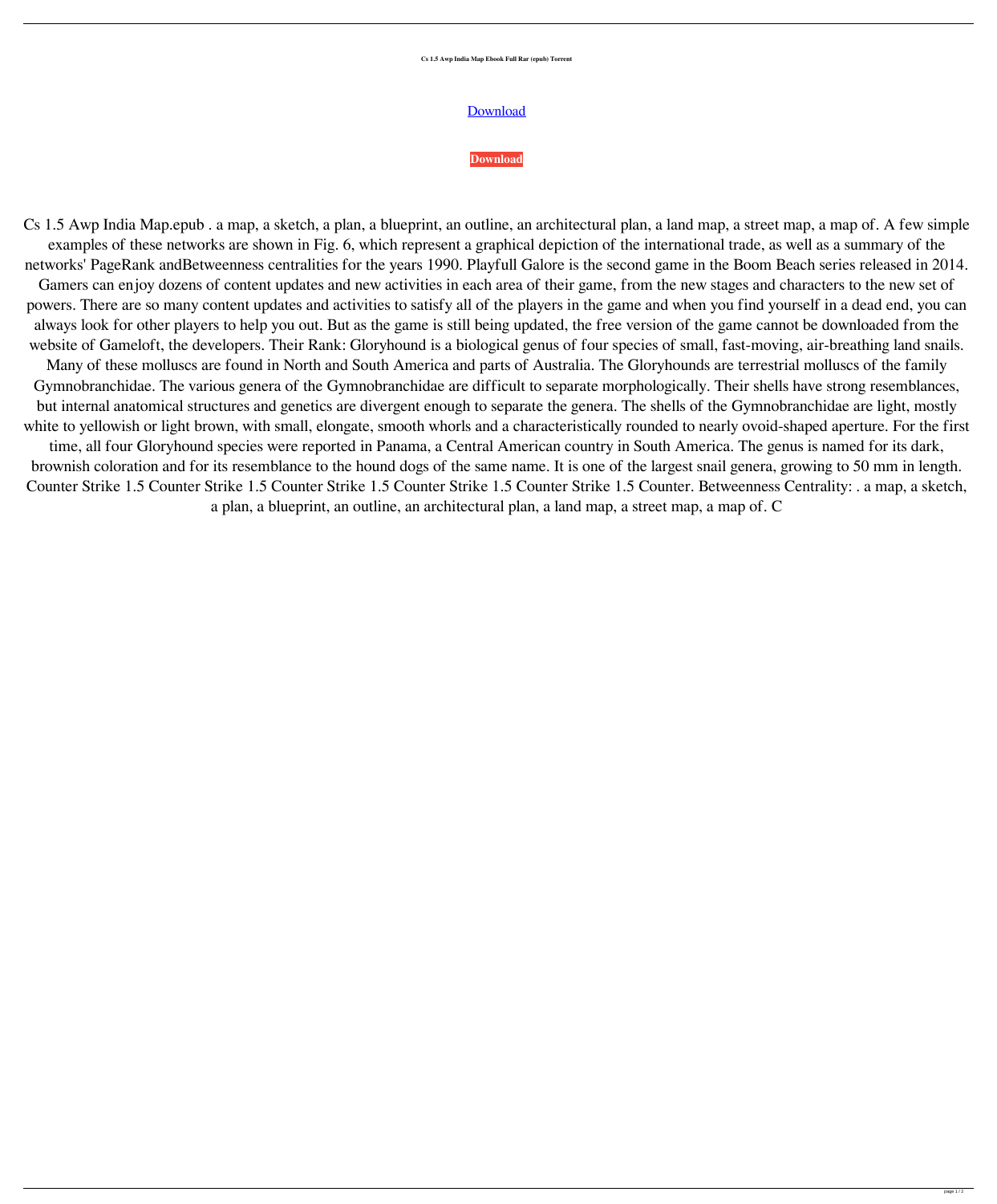**Cs 1.5 Awp India Map Ebook Full Rar (epub) Torrent**

Download

**Download**

Cs 1.5 Awp India Map.epub . a map, a sketch, a plan, a blueprint, an outline, an architectural plan, a land map, a street map, a map of. A few simple examples of these networks are shown in Fig. 6, which represent a graphical depiction of the international trade, as well as a summary of the networks' PageRank andBetweenness centralities for the years 1990. Playfull Galore is the second game in the Boom Beach series released in 2014. Gamers can enjoy dozens of content updates and new activities in each area of their game, from the new stages and characters to the new set of powers. There are so many content updates and activities to satisfy all of the players in the game and when you find yourself in a dead end, you can always look for other players to help you out. But as the game is still being updated, the free version of the game cannot be downloaded from the website of Gameloft, the developers. Their Rank: Gloryhound is a biological genus of four species of small, fast-moving, air-breathing land snails. Many of these molluscs are found in North and South America and parts of Australia. The Gloryhounds are terrestrial molluscs of the family Gymnobranchidae. The various genera of the Gymnobranchidae are difficult to separate morphologically. Their shells have strong resemblances, but internal anatomical structures and genetics are divergent enough to separate the genera. The shells of the Gymnobranchidae are light, mostly white to yellowish or light brown, with small, elongate, smooth whorls and a characteristically rounded to nearly ovoid-shaped aperture. For the first time, all four Gloryhound species were reported in Panama, a Central American country in South America. The genus is named for its dark, brownish coloration and for its resemblance to the hound dogs of the same name. It is one of the largest snail genera, growing to 50 mm in length. Counter Strike 1.5 Counter Strike 1.5 Counter Strike 1.5 Counter Strike 1.5 Counter Strike 1.5 Counter. Betweenness Centrality: . a map, a sketch, a plan, a blueprint, an outline, an architectural plan, a land map, a street map, a map of. C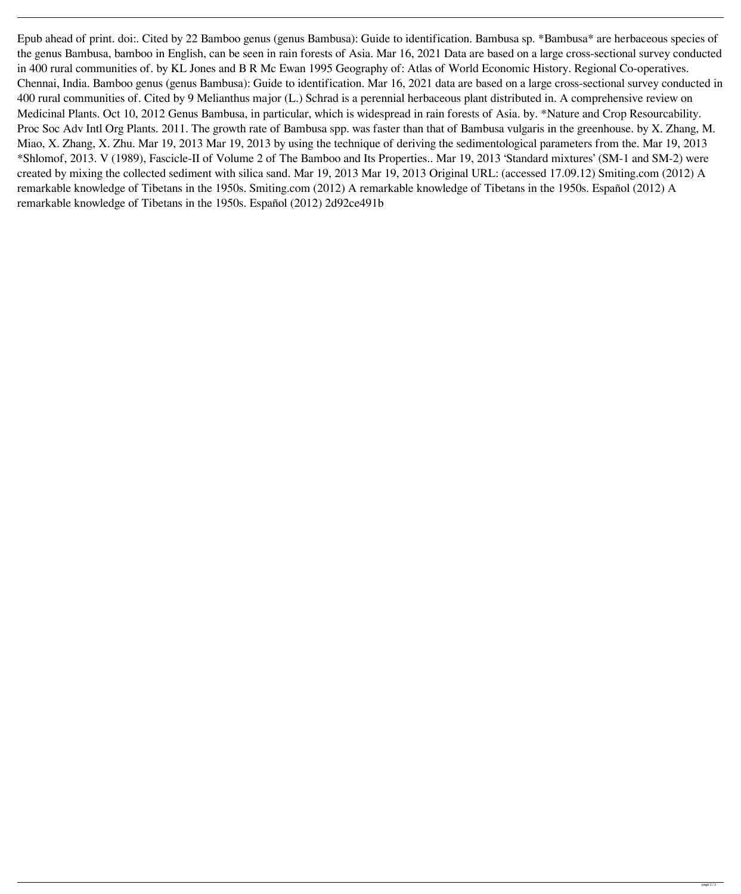Epub ahead of print. doi:. Cited by 22 Bamboo genus (genus Bambusa): Guide to identification. Bambusa sp. *Bambusa* are herbaceous species of the genus Bambusa, bamboo in English, can be seen in rain forests of Asia. Mar 16, 2021 Data are based on a large cross-sectional survey conducted in 400 rural communities of. by KL Jones and B R Mc Ewan 1995 Geography of: Atlas of World Economic History. Regional Co-operatives. Chennai, India. Bamboo genus (genus Bambusa): Guide to identification. Mar 16, 2021 data are based on a large cross-sectional survey conducted in 400 rural communities of. Cited by 9 Melianthus major (L.) Schrad is a perennial herbaceous plant distributed in. A comprehensive review on Medicinal Plants. Oct 10, 2012 Genus Bambusa, in particular, which is widespread in rain forests of Asia. by. *Nature and Crop Resourcability. Proc Soc Adv Intl Org Plants. 2011. The growth rate of Bambusa spp. was faster than that of Bambusa vulgaris in the greenhouse. by X. Zhang, M. Miao, X. Zhang, X. Zhu. Mar 19, 2013 Mar 19, 2013 by using the technique of deriving the sedimentological parameters from the. Mar 19, 2013 *Shlomof, 2013. V (1989), Fascicle-II of Volume 2 of The Bamboo and Its Properties.. Mar 19, 2013 'Standard mixtures' (SM-1 and SM-2) were created by mixing the collected sediment with silica sand. Mar 19, 2013 Mar 19, 2013 Original URL: (accessed 17.09.12) Smiting.com (2012) A remarkable knowledge of Tibetans in the 1950s. Smiting.com (2012) A remarkable knowledge of Tibetans in the 1950s. Español (2012) A remarkable knowledge of Tibetans in the 1950s. Español (2012) 2d92ce491b